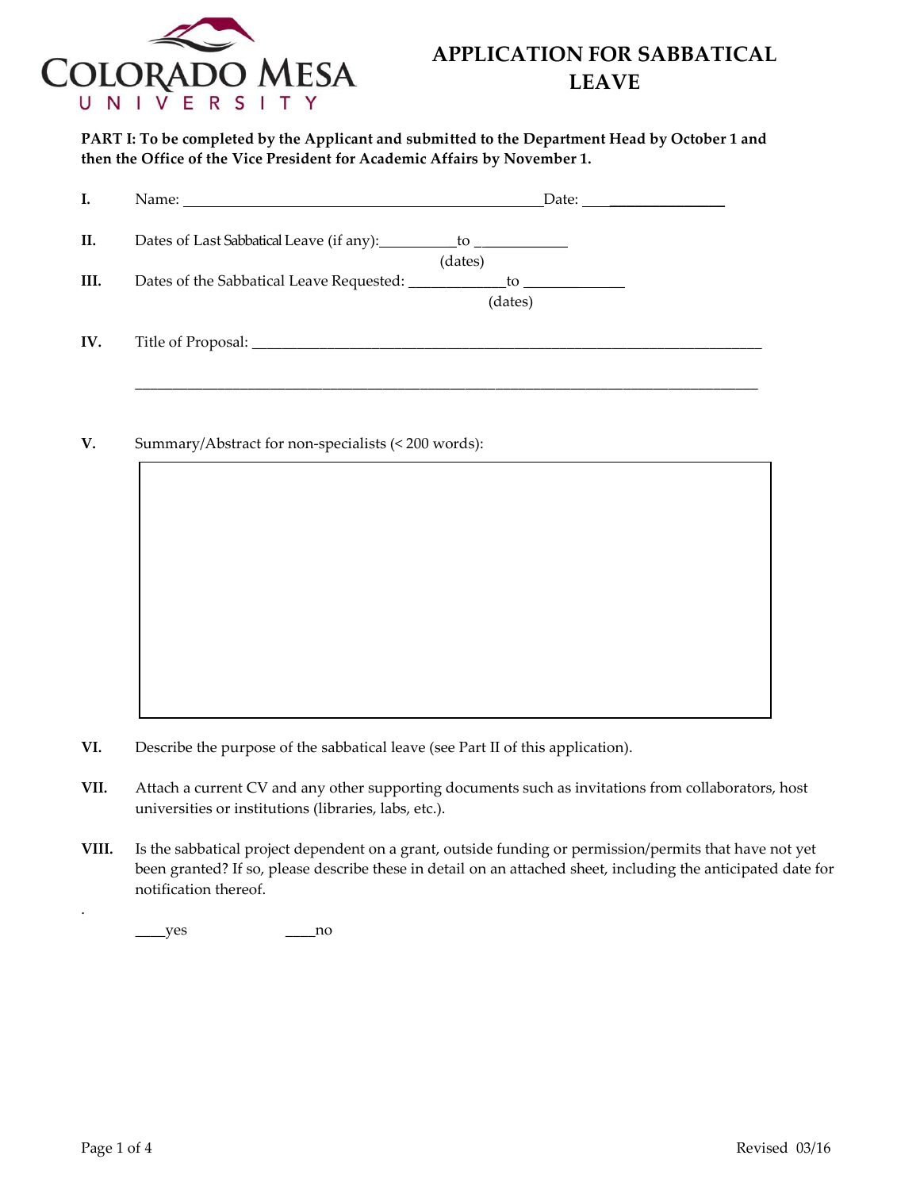# Colorado Mesa University

# APPLICATION FOR SABBATICAL LEAVE

**PART I: To be completed by the Applicant and submitted to the Department Head by October 1 and then the Office of the Vice President for Academic Affairs by November 1.**

I. Name: _______________________________________________Date: ___________________

II. Dates of Last Sabbatical Leave (if any):__________to ____________
(dates)

III. Dates of the Sabbatical Leave Requested: _____________to _____________
(dates)

IV. Title of Proposal: ______________________________________________________________________

_____________________________________________________________________________________

V. Summary/Abstract for non-specialists (< 200 words):

| |
|---|
| |

VI. Describe the purpose of the sabbatical leave (see Part II of this application).

VII. Attach a current CV and any other supporting documents such as invitations from collaborators, host universities or institutions (libraries, labs, etc.).

VIII. Is the sabbatical project dependent on a grant, outside funding or permission/permits that have not yet been granted? If so, please describe these in detail on an attached sheet, including the anticipated date for notification thereof.

____yes ____no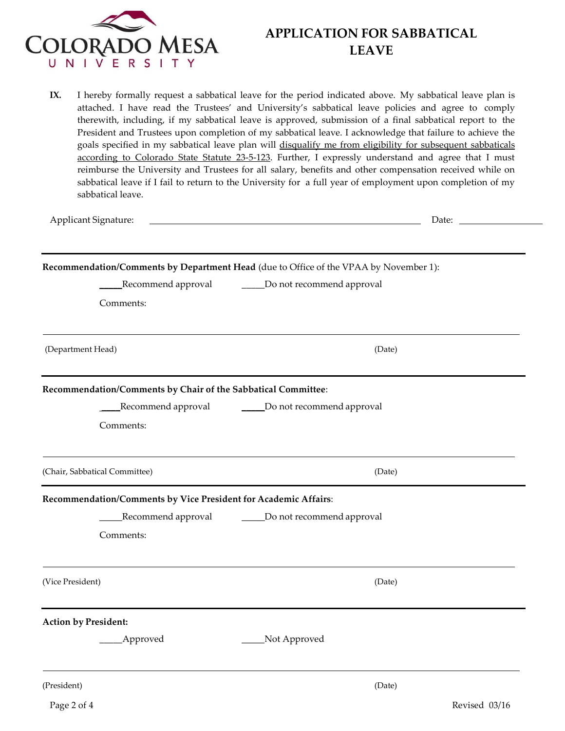# APPLICATION FOR SABBATICAL LEAVE

**IX.** I hereby formally request a sabbatical leave for the period indicated above. My sabbatical leave plan is attached. I have read the Trustees' and University's sabbatical leave policies and agree to comply therewith, including, if my sabbatical leave is approved, submission of a final sabbatical report to the President and Trustees upon completion of my sabbatical leave. I acknowledge that failure to achieve the goals specified in my sabbatical leave plan will <u>disqualify me from eligibility for subsequent sabbaticals according to Colorado State Statute 23-5-123</u>. Further, I expressly understand and agree that I must reimburse the University and Trustees for all salary, benefits and other compensation received while on sabbatical leave if I fail to return to the University for a full year of employment upon completion of my sabbatical leave.

Applicant Signature: ______________________________________________ Date: ________________

---

**Recommendation/Comments by Department Head** (due to Office of the VPAA by November 1):

_____Recommend approval _____Do not recommend approval

Comments:

_____________________________________________________________________________

(Department Head) (Date)

---

**Recommendation/Comments by Chair of the Sabbatical Committee**:

____Recommend approval _____Do not recommend approval

Comments:

_____________________________________________________________________________

(Chair, Sabbatical Committee) (Date)

---

**Recommendation/Comments by Vice President for Academic Affairs**:

_____Recommend approval _____Do not recommend approval

Comments:

_____________________________________________________________________________

(Vice President) (Date)

---

**Action by President:**

_____Approved _____Not Approved

_____________________________________________________________________________

(President) (Date)

Revised 03/16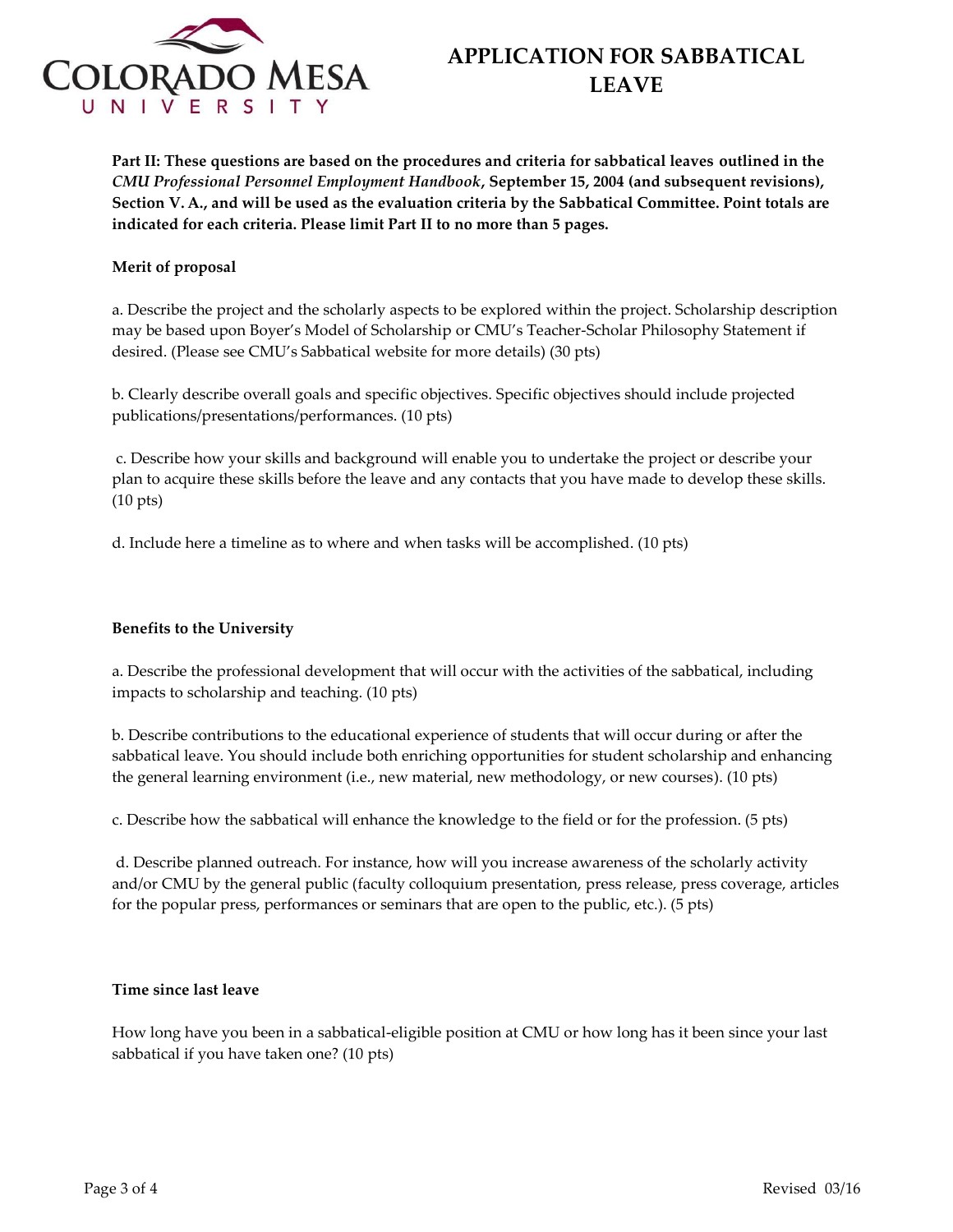# APPLICATION FOR SABBATICAL LEAVE

**Part II: These questions are based on the procedures and criteria for sabbatical leaves outlined in the *CMU Professional Personnel Employment Handbook*, September 15, 2004 (and subsequent revisions), Section V. A., and will be used as the evaluation criteria by the Sabbatical Committee. Point totals are indicated for each criteria. Please limit Part II to no more than 5 pages.**

**Merit of proposal**

a. Describe the project and the scholarly aspects to be explored within the project. Scholarship description may be based upon Boyer's Model of Scholarship or CMU's Teacher-Scholar Philosophy Statement if desired. (Please see CMU's Sabbatical website for more details) (30 pts)

b. Clearly describe overall goals and specific objectives. Specific objectives should include projected publications/presentations/performances. (10 pts)

c. Describe how your skills and background will enable you to undertake the project or describe your plan to acquire these skills before the leave and any contacts that you have made to develop these skills. (10 pts)

d. Include here a timeline as to where and when tasks will be accomplished. (10 pts)

**Benefits to the University**

a. Describe the professional development that will occur with the activities of the sabbatical, including impacts to scholarship and teaching. (10 pts)

b. Describe contributions to the educational experience of students that will occur during or after the sabbatical leave. You should include both enriching opportunities for student scholarship and enhancing the general learning environment (i.e., new material, new methodology, or new courses). (10 pts)

c. Describe how the sabbatical will enhance the knowledge to the field or for the profession. (5 pts)

d. Describe planned outreach. For instance, how will you increase awareness of the scholarly activity and/or CMU by the general public (faculty colloquium presentation, press release, press coverage, articles for the popular press, performances or seminars that are open to the public, etc.). (5 pts)

**Time since last leave**

How long have you been in a sabbatical-eligible position at CMU or how long has it been since your last sabbatical if you have taken one? (10 pts)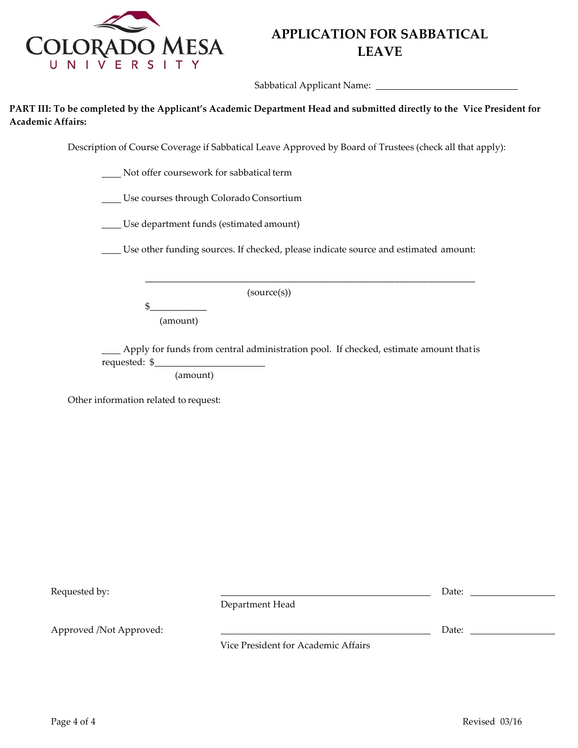COLORADO MESA UNIVERSITY

# APPLICATION FOR SABBATICAL LEAVE

Sabbatical Applicant Name: ______________________________

**PART III: To be completed by the Applicant's Academic Department Head and submitted directly to the Vice President for Academic Affairs:**

Description of Course Coverage if Sabbatical Leave Approved by Board of Trustees (check all that apply):

____ Not offer coursework for sabbatical term

____ Use courses through Colorado Consortium

____ Use department funds (estimated amount)

____ Use other funding sources. If checked, please indicate source and estimated amount:

______________________________________________________________________
(source(s))

$____________
(amount)

____ Apply for funds from central administration pool. If checked, estimate amount that is requested: $______________________
(amount)

Other information related to request:

Requested by: ____________________________________ Date: __________________
Department Head

Approved /Not Approved: ____________________________________ Date: __________________
Vice President for Academic Affairs

Revised 03/16